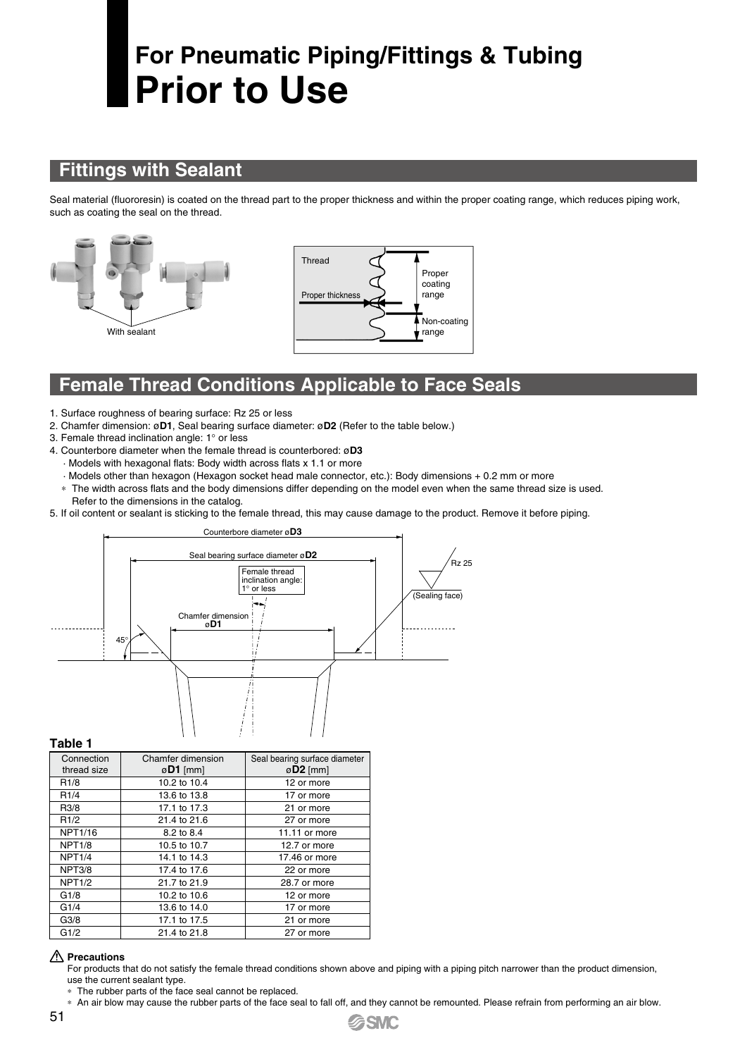# For Pneumatic Piping/Fittings & Tubing
# Prior to Use

## Fittings with Sealant

Seal material (fluororesin) is coated on the thread part to the proper thickness and within the proper coating range, which reduces piping work, such as coating the seal on the thread.

With sealant

Thread

Proper thickness

Proper coating range

Non-coating range

## Female Thread Conditions Applicable to Face Seals

1. Surface roughness of bearing surface: Rz 25 or less
2. Chamfer dimension: ø**D1**, Seal bearing surface diameter: ø**D2** (Refer to the table below.)
3. Female thread inclination angle: 1° or less
4. Counterbore diameter when the female thread is counterbored: ø**D3**
   - · Models with hexagonal flats: Body width across flats x 1.1 or more
   - · Models other than hexagon (Hexagon socket head male connector, etc.): Body dimensions + 0.2 mm or more
   - ∗ The width across flats and the body dimensions differ depending on the model even when the same thread size is used. Refer to the dimensions in the catalog.
5. If oil content or sealant is sticking to the female thread, this may cause damage to the product. Remove it before piping.

Counterbore diameter ø**D3**

Seal bearing surface diameter ø**D2**

Female thread inclination angle: 1° or less

Rz 25

(Sealing face)

Chamfer dimension ø**D1**

45°

**Table 1**

| Connection thread size | Chamfer dimension ø**D1** [mm] | Seal bearing surface diameter ø**D2** [mm] |
|---|---|---|
| R1/8 | 10.2 to 10.4 | 12 or more |
| R1/4 | 13.6 to 13.8 | 17 or more |
| R3/8 | 17.1 to 17.3 | 21 or more |
| R1/2 | 21.4 to 21.6 | 27 or more |
| NPT1/16 | 8.2 to 8.4 | 11.11 or more |
| NPT1/8 | 10.5 to 10.7 | 12.7 or more |
| NPT1/4 | 14.1 to 14.3 | 17.46 or more |
| NPT3/8 | 17.4 to 17.6 | 22 or more |
| NPT1/2 | 21.7 to 21.9 | 28.7 or more |
| G1/8 | 10.2 to 10.6 | 12 or more |
| G1/4 | 13.6 to 14.0 | 17 or more |
| G3/8 | 17.1 to 17.5 | 21 or more |
| G1/2 | 21.4 to 21.8 | 27 or more |

**⚠ Precautions**

For products that do not satisfy the female thread conditions shown above and piping with a piping pitch narrower than the product dimension, use the current sealant type.

∗ The rubber parts of the face seal cannot be replaced.

∗ An air blow may cause the rubber parts of the face seal to fall off, and they cannot be remounted. Please refrain from performing an air blow.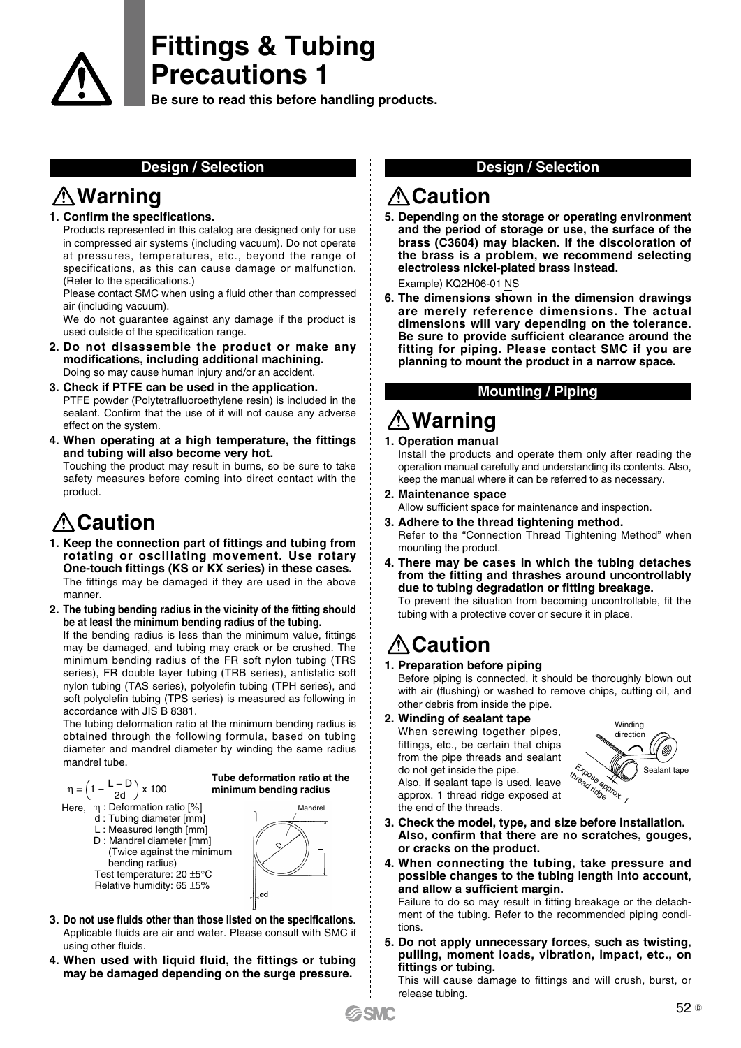# Fittings & Tubing Precautions 1

**Be sure to read this before handling products.**

## Design / Selection

### ⚠ Warning

**1. Confirm the specifications.**
Products represented in this catalog are designed only for use in compressed air systems (including vacuum). Do not operate at pressures, temperatures, etc., beyond the range of specifications, as this can cause damage or malfunction. (Refer to the specifications.)
Please contact SMC when using a fluid other than compressed air (including vacuum).
We do not guarantee against any damage if the product is used outside of the specification range.

**2. Do not disassemble the product or make any modifications, including additional machining.**
Doing so may cause human injury and/or an accident.

**3. Check if PTFE can be used in the application.**
PTFE powder (Polytetrafluoroethylene resin) is included in the sealant. Confirm that the use of it will not cause any adverse effect on the system.

**4. When operating at a high temperature, the fittings and tubing will also become very hot.**
Touching the product may result in burns, so be sure to take safety measures before coming into direct contact with the product.

### ⚠ Caution

**1. Keep the connection part of fittings and tubing from rotating or oscillating movement. Use rotary One-touch fittings (KS or KX series) in these cases.**
The fittings may be damaged if they are used in the above manner.

**2. The tubing bending radius in the vicinity of the fitting should be at least the minimum bending radius of the tubing.**
If the bending radius is less than the minimum value, fittings may be damaged, and tubing may crack or be crushed. The minimum bending radius of the FR soft nylon tubing (TRS series), FR double layer tubing (TRB series), antistatic soft nylon tubing (TAS series), polyolefin tubing (TPH series), and soft polyolefin tubing (TPS series) is measured as following in accordance with JIS B 8381.
The tubing deformation ratio at the minimum bending radius is obtained through the following formula, based on tubing diameter and mandrel diameter by winding the same radius mandrel tube.

**Tube deformation ratio at the minimum bending radius**

$$\eta = \left(1 - \frac{L - D}{2d}\right) \times 100$$

Here, $\eta$ : Deformation ratio [%]
d : Tubing diameter [mm]
L : Measured length [mm]
D : Mandrel diameter [mm] (Twice against the minimum bending radius)
Test temperature: 20 ±5°C
Relative humidity: 65 ±5%

**3. Do not use fluids other than those listed on the specifications.**
Applicable fluids are air and water. Please consult with SMC if using other fluids.

**4. When used with liquid fluid, the fittings or tubing may be damaged depending on the surge pressure.**

## Design / Selection

### ⚠ Caution

**5. Depending on the storage or operating environment and the period of storage or use, the surface of the brass (C3604) may blacken. If the discoloration of the brass is a problem, we recommend selecting electroless nickel-plated brass instead.**
Example) KQ2H06-01 NS

**6. The dimensions shown in the dimension drawings are merely reference dimensions. The actual dimensions will vary depending on the tolerance. Be sure to provide sufficient clearance around the fitting for piping. Please contact SMC if you are planning to mount the product in a narrow space.**

## Mounting / Piping

### ⚠ Warning

**1. Operation manual**
Install the products and operate them only after reading the operation manual carefully and understanding its contents. Also, keep the manual where it can be referred to as necessary.

**2. Maintenance space**
Allow sufficient space for maintenance and inspection.

**3. Adhere to the thread tightening method.**
Refer to the "Connection Thread Tightening Method" when mounting the product.

**4. There may be cases in which the tubing detaches from the fitting and thrashes around uncontrollably due to tubing degradation or fitting breakage.**
To prevent the situation from becoming uncontrollable, fit the tubing with a protective cover or secure it in place.

### ⚠ Caution

**1. Preparation before piping**
Before piping is connected, it should be thoroughly blown out with air (flushing) or washed to remove chips, cutting oil, and other debris from inside the pipe.

**2. Winding of sealant tape**
When screwing together pipes, fittings, etc., be certain that chips from the pipe threads and sealant do not get inside the pipe.
Also, if sealant tape is used, leave approx. 1 thread ridge exposed at the end of the threads.

Winding direction / Sealant tape / Expose approx. 1 thread ridge.

**3. Check the model, type, and size before installation. Also, confirm that there are no scratches, gouges, or cracks on the product.**

**4. When connecting the tubing, take pressure and possible changes to the tubing length into account, and allow a sufficient margin.**
Failure to do so may result in fitting breakage or the detachment of the tubing. Refer to the recommended piping conditions.

**5. Do not apply unnecessary forces, such as twisting, pulling, moment loads, vibration, impact, etc., on fittings or tubing.**
This will cause damage to fittings and will crush, burst, or release tubing.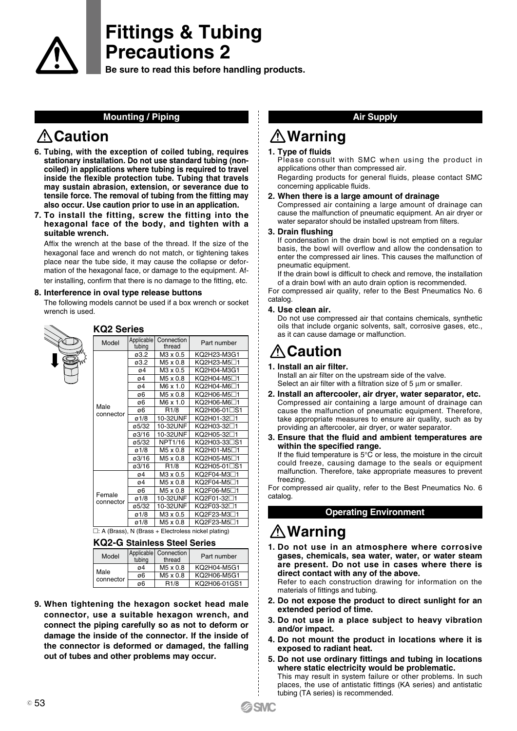# Fittings & Tubing Precautions 2

**Be sure to read this before handling products.**

## Mounting / Piping

### ⚠Caution

**6. Tubing, with the exception of coiled tubing, requires stationary installation. Do not use standard tubing (non-coiled) in applications where tubing is required to travel inside the flexible protection tube. Tubing that travels may sustain abrasion, extension, or severance due to tensile force. The removal of tubing from the fitting may also occur. Use caution prior to use in an application.**

**7. To install the fitting, screw the fitting into the hexagonal face of the body, and tighten with a suitable wrench.**

Affix the wrench at the base of the thread. If the size of the hexagonal face and wrench do not match, or tightening takes place near the tube side, it may cause the collapse or deformation of the hexagonal face, or damage to the equipment. After installing, confirm that there is no damage to the fitting, etc.

**8. Interference in oval type release buttons**

The following models cannot be used if a box wrench or socket wrench is used.

**KQ2 Series**

| Model | Applicable tubing | Connection thread | Part number |
|---|---|---|---|
| Male connector | ø3.2 | M3 x 0.5 | KQ2H23-M3G1 |
| | ø3.2 | M5 x 0.8 | KQ2H23-M5□1 |
| | ø4 | M3 x 0.5 | KQ2H04-M3G1 |
| | ø4 | M5 x 0.8 | KQ2H04-M5□1 |
| | ø4 | M6 x 1.0 | KQ2H04-M6□1 |
| | ø6 | M5 x 0.8 | KQ2H06-M5□1 |
| | ø6 | M6 x 1.0 | KQ2H06-M6□1 |
| | ø6 | R1/8 | KQ2H06-01□S1 |
| | ø1/8 | 10-32UNF | KQ2H01-32□1 |
| | ø5/32 | 10-32UNF | KQ2H03-32□1 |
| | ø3/16 | 10-32UNF | KQ2H05-32□1 |
| | ø5/32 | NPT1/16 | KQ2H03-33□S1 |
| | ø1/8 | M5 x 0.8 | KQ2H01-M5□1 |
| | ø3/16 | M5 x 0.8 | KQ2H05-M5□1 |
| | ø3/16 | R1/8 | KQ2H05-01□S1 |
| Female connector | ø4 | M3 x 0.5 | KQ2F04-M3□1 |
| | ø4 | M5 x 0.8 | KQ2F04-M5□1 |
| | ø6 | M5 x 0.8 | KQ2F06-M5□1 |
| | ø1/8 | 10-32UNF | KQ2F01-32□1 |
| | ø5/32 | 10-32UNF | KQ2F03-32□1 |
| | ø1/8 | M3 x 0.5 | KQ2F23-M3□1 |
| | ø1/8 | M5 x 0.8 | KQ2F23-M5□1 |

□: A (Brass), N (Brass + Electroless nickel plating)

**KQ2-G Stainless Steel Series**

| Model | Applicable tubing | Connection thread | Part number |
|---|---|---|---|
| Male connector | ø4 | M5 x 0.8 | KQ2H04-M5G1 |
| | ø6 | M5 x 0.8 | KQ2H06-M5G1 |
| | ø6 | R1/8 | KQ2H06-01GS1 |

**9. When tightening the hexagon socket head male connector, use a suitable hexagon wrench, and connect the piping carefully so as not to deform or damage the inside of the connector. If the inside of the connector is deformed or damaged, the falling out of tubes and other problems may occur.**

## Air Supply

### ⚠Warning

**1. Type of fluids**

Please consult with SMC when using the product in applications other than compressed air.

Regarding products for general fluids, please contact SMC concerning applicable fluids.

**2. When there is a large amount of drainage**

Compressed air containing a large amount of drainage can cause the malfunction of pneumatic equipment. An air dryer or water separator should be installed upstream from filters.

**3. Drain flushing**

If condensation in the drain bowl is not emptied on a regular basis, the bowl will overflow and allow the condensation to enter the compressed air lines. This causes the malfunction of pneumatic equipment.

If the drain bowl is difficult to check and remove, the installation of a drain bowl with an auto drain option is recommended.

For compressed air quality, refer to the Best Pneumatics No. 6 catalog.

**4. Use clean air.**

Do not use compressed air that contains chemicals, synthetic oils that include organic solvents, salt, corrosive gases, etc., as it can cause damage or malfunction.

### ⚠Caution

**1. Install an air filter.**

Install an air filter on the upstream side of the valve.

Select an air filter with a filtration size of 5 µm or smaller.

**2. Install an aftercooler, air dryer, water separator, etc.**

Compressed air containing a large amount of drainage can cause the malfunction of pneumatic equipment. Therefore, take appropriate measures to ensure air quality, such as by providing an aftercooler, air dryer, or water separator.

**3. Ensure that the fluid and ambient temperatures are within the specified range.**

If the fluid temperature is 5°C or less, the moisture in the circuit could freeze, causing damage to the seals or equipment malfunction. Therefore, take appropriate measures to prevent freezing.

For compressed air quality, refer to the Best Pneumatics No. 6 catalog.

## Operating Environment

### ⚠Warning

**1. Do not use in an atmosphere where corrosive gases, chemicals, sea water, water, or water steam are present. Do not use in cases where there is direct contact with any of the above.**

Refer to each construction drawing for information on the materials of fittings and tubing.

**2. Do not expose the product to direct sunlight for an extended period of time.**

**3. Do not use in a place subject to heavy vibration and/or impact.**

**4. Do not mount the product in locations where it is exposed to radiant heat.**

**5. Do not use ordinary fittings and tubing in locations where static electricity would be problematic.**

This may result in system failure or other problems. In such places, the use of antistatic fittings (KA series) and antistatic tubing (TA series) is recommended.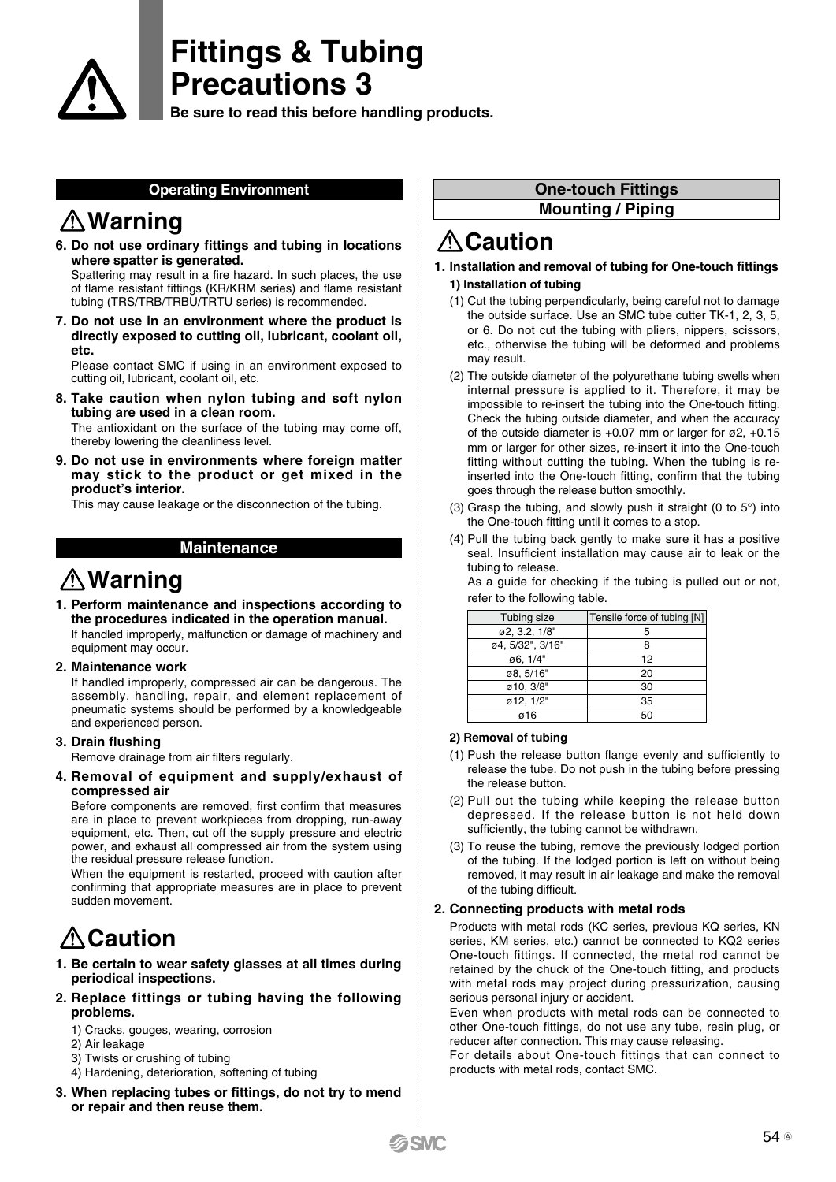# Fittings & Tubing Precautions 3

**Be sure to read this before handling products.**

## Operating Environment

### ⚠Warning

**6. Do not use ordinary fittings and tubing in locations where spatter is generated.**

Spattering may result in a fire hazard. In such places, the use of flame resistant fittings (KR/KRM series) and flame resistant tubing (TRS/TRB/TRBU/TRTU series) is recommended.

**7. Do not use in an environment where the product is directly exposed to cutting oil, lubricant, coolant oil, etc.**

Please contact SMC if using in an environment exposed to cutting oil, lubricant, coolant oil, etc.

**8. Take caution when nylon tubing and soft nylon tubing are used in a clean room.**

The antioxidant on the surface of the tubing may come off, thereby lowering the cleanliness level.

**9. Do not use in environments where foreign matter may stick to the product or get mixed in the product's interior.**

This may cause leakage or the disconnection of the tubing.

## Maintenance

### ⚠Warning

**1. Perform maintenance and inspections according to the procedures indicated in the operation manual.**

If handled improperly, malfunction or damage of machinery and equipment may occur.

**2. Maintenance work**

If handled improperly, compressed air can be dangerous. The assembly, handling, repair, and element replacement of pneumatic systems should be performed by a knowledgeable and experienced person.

**3. Drain flushing**

Remove drainage from air filters regularly.

**4. Removal of equipment and supply/exhaust of compressed air**

Before components are removed, first confirm that measures are in place to prevent workpieces from dropping, run-away equipment, etc. Then, cut off the supply pressure and electric power, and exhaust all compressed air from the system using the residual pressure release function.

When the equipment is restarted, proceed with caution after confirming that appropriate measures are in place to prevent sudden movement.

### ⚠Caution

**1. Be certain to wear safety glasses at all times during periodical inspections.**

**2. Replace fittings or tubing having the following problems.**

1) Cracks, gouges, wearing, corrosion
2) Air leakage
3) Twists or crushing of tubing
4) Hardening, deterioration, softening of tubing

**3. When replacing tubes or fittings, do not try to mend or repair and then reuse them.**

## One-touch Fittings
## Mounting / Piping

### ⚠Caution

**1. Installation and removal of tubing for One-touch fittings**

**1) Installation of tubing**

(1) Cut the tubing perpendicularly, being careful not to damage the outside surface. Use an SMC tube cutter TK-1, 2, 3, 5, or 6. Do not cut the tubing with pliers, nippers, scissors, etc., otherwise the tubing will be deformed and problems may result.

(2) The outside diameter of the polyurethane tubing swells when internal pressure is applied to it. Therefore, it may be impossible to re-insert the tubing into the One-touch fitting. Check the tubing outside diameter, and when the accuracy of the outside diameter is +0.07 mm or larger for ø2, +0.15 mm or larger for other sizes, re-insert it into the One-touch fitting without cutting the tubing. When the tubing is re-inserted into the One-touch fitting, confirm that the tubing goes through the release button smoothly.

(3) Grasp the tubing, and slowly push it straight (0 to 5°) into the One-touch fitting until it comes to a stop.

(4) Pull the tubing back gently to make sure it has a positive seal. Insufficient installation may cause air to leak or the tubing to release.

As a guide for checking if the tubing is pulled out or not, refer to the following table.

| Tubing size | Tensile force of tubing [N] |
|---|---|
| ø2, 3.2, 1/8" | 5 |
| ø4, 5/32", 3/16" | 8 |
| ø6, 1/4" | 12 |
| ø8, 5/16" | 20 |
| ø10, 3/8" | 30 |
| ø12, 1/2" | 35 |
| ø16 | 50 |

**2) Removal of tubing**

(1) Push the release button flange evenly and sufficiently to release the tube. Do not push in the tubing before pressing the release button.

(2) Pull out the tubing while keeping the release button depressed. If the release button is not held down sufficiently, the tubing cannot be withdrawn.

(3) To reuse the tubing, remove the previously lodged portion of the tubing. If the lodged portion is left on without being removed, it may result in air leakage and make the removal of the tubing difficult.

**2. Connecting products with metal rods**

Products with metal rods (KC series, previous KQ series, KN series, KM series, etc.) cannot be connected to KQ2 series One-touch fittings. If connected, the metal rod cannot be retained by the chuck of the One-touch fitting, and products with metal rods may project during pressurization, causing serious personal injury or accident.

Even when products with metal rods can be connected to other One-touch fittings, do not use any tube, resin plug, or reducer after connection. This may cause releasing.

For details about One-touch fittings that can connect to products with metal rods, contact SMC.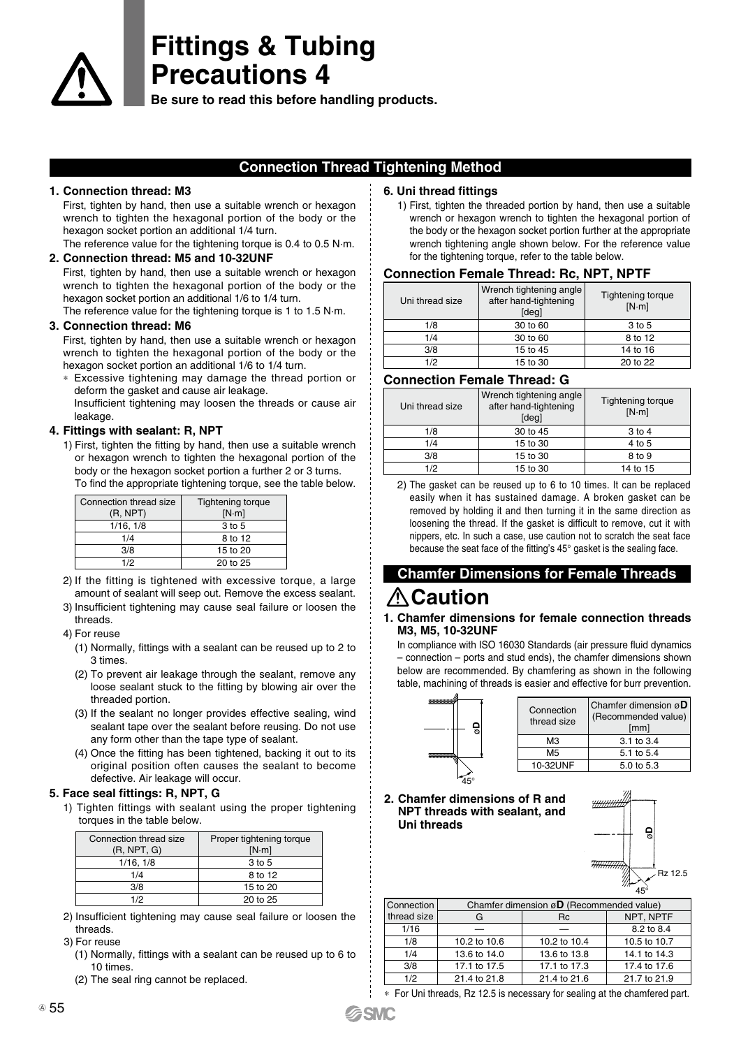# Fittings & Tubing Precautions 4

**Be sure to read this before handling products.**

## Connection Thread Tightening Method

**1. Connection thread: M3**

First, tighten by hand, then use a suitable wrench or hexagon wrench to tighten the hexagonal portion of the body or the hexagon socket portion an additional 1/4 turn.
The reference value for the tightening torque is 0.4 to 0.5 N·m.

**2. Connection thread: M5 and 10-32UNF**

First, tighten by hand, then use a suitable wrench or hexagon wrench to tighten the hexagonal portion of the body or the hexagon socket portion an additional 1/6 to 1/4 turn.
The reference value for the tightening torque is 1 to 1.5 N·m.

**3. Connection thread: M6**

First, tighten by hand, then use a suitable wrench or hexagon wrench to tighten the hexagonal portion of the body or the hexagon socket portion an additional 1/6 to 1/4 turn.

* Excessive tightening may damage the thread portion or deform the gasket and cause air leakage.
Insufficient tightening may loosen the threads or cause air leakage.

**4. Fittings with sealant: R, NPT**

1) First, tighten the fitting by hand, then use a suitable wrench or hexagon wrench to tighten the hexagonal portion of the body or the hexagon socket portion a further 2 or 3 turns.
To find the appropriate tightening torque, see the table below.

| Connection thread size (R, NPT) | Tightening torque [N·m] |
|---|---|
| 1/16, 1/8 | 3 to 5 |
| 1/4 | 8 to 12 |
| 3/8 | 15 to 20 |
| 1/2 | 20 to 25 |

2) If the fitting is tightened with excessive torque, a large amount of sealant will seep out. Remove the excess sealant.

3) Insufficient tightening may cause seal failure or loosen the threads.

4) For reuse

(1) Normally, fittings with a sealant can be reused up to 2 to 3 times.

(2) To prevent air leakage through the sealant, remove any loose sealant stuck to the fitting by blowing air over the threaded portion.

(3) If the sealant no longer provides effective sealing, wind sealant tape over the sealant before reusing. Do not use any form other than the tape type of sealant.

(4) Once the fitting has been tightened, backing it out to its original position often causes the sealant to become defective. Air leakage will occur.

**5. Face seal fittings: R, NPT, G**

1) Tighten fittings with sealant using the proper tightening torques in the table below.

| Connection thread size (R, NPT, G) | Proper tightening torque [N·m] |
|---|---|
| 1/16, 1/8 | 3 to 5 |
| 1/4 | 8 to 12 |
| 3/8 | 15 to 20 |
| 1/2 | 20 to 25 |

2) Insufficient tightening may cause seal failure or loosen the threads.

3) For reuse

(1) Normally, fittings with a sealant can be reused up to 6 to 10 times.

(2) The seal ring cannot be replaced.

**6. Uni thread fittings**

1) First, tighten the threaded portion by hand, then use a suitable wrench or hexagon wrench to tighten the hexagonal portion of the body or the hexagon socket portion further at the appropriate wrench tightening angle shown below. For the reference value for the tightening torque, refer to the table below.

### Connection Female Thread: Rc, NPT, NPTF

| Uni thread size | Wrench tightening angle after hand-tightening [deg] | Tightening torque [N·m] |
|---|---|---|
| 1/8 | 30 to 60 | 3 to 5 |
| 1/4 | 30 to 60 | 8 to 12 |
| 3/8 | 15 to 45 | 14 to 16 |
| 1/2 | 15 to 30 | 20 to 22 |

### Connection Female Thread: G

| Uni thread size | Wrench tightening angle after hand-tightening [deg] | Tightening torque [N·m] |
|---|---|---|
| 1/8 | 30 to 45 | 3 to 4 |
| 1/4 | 15 to 30 | 4 to 5 |
| 3/8 | 15 to 30 | 8 to 9 |
| 1/2 | 15 to 30 | 14 to 15 |

2) The gasket can be reused up to 6 to 10 times. It can be replaced easily when it has sustained damage. A broken gasket can be removed by holding it and then turning it in the same direction as loosening the thread. If the gasket is difficult to remove, cut it with nippers, etc. In such a case, use caution not to scratch the seat face because the seat face of the fitting's 45° gasket is the sealing face.

## Chamfer Dimensions for Female Threads

## ⚠Caution

**1. Chamfer dimensions for female connection threads M3, M5, 10-32UNF**

In compliance with ISO 16030 Standards (air pressure fluid dynamics – connection – ports and stud ends), the chamfer dimensions shown below are recommended. By chamfering as shown in the following table, machining of threads is easier and effective for burr prevention.

| Connection thread size | Chamfer dimension øD (Recommended value) [mm] |
|---|---|
| M3 | 3.1 to 3.4 |
| M5 | 5.1 to 5.4 |
| 10-32UNF | 5.0 to 5.3 |

**2. Chamfer dimensions of R and NPT threads with sealant, and Uni threads**

| Connection thread size | Chamfer dimension øD (Recommended value) | | |
|---|---|---|---|
| | G | Rc | NPT, NPTF |
| 1/16 | — | — | 8.2 to 8.4 |
| 1/8 | 10.2 to 10.6 | 10.2 to 10.4 | 10.5 to 10.7 |
| 1/4 | 13.6 to 14.0 | 13.6 to 13.8 | 14.1 to 14.3 |
| 3/8 | 17.1 to 17.5 | 17.1 to 17.3 | 17.4 to 17.6 |
| 1/2 | 21.4 to 21.8 | 21.4 to 21.6 | 21.7 to 21.9 |

* For Uni threads, Rz 12.5 is necessary for sealing at the chamfered part.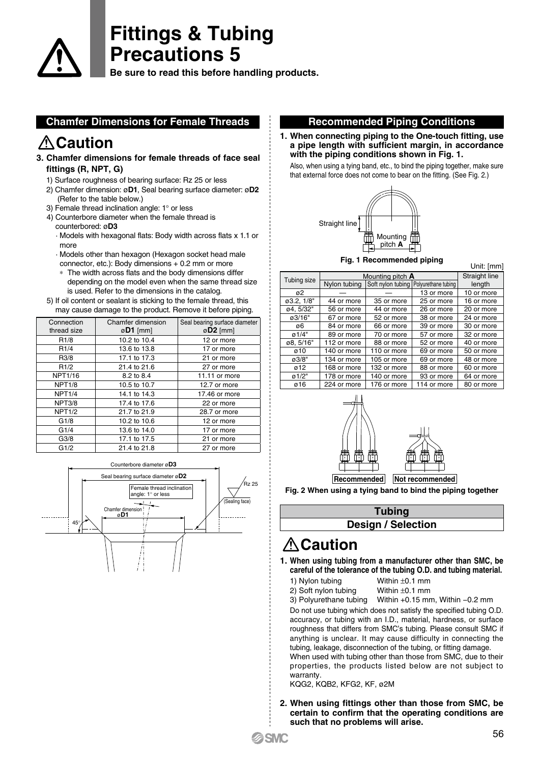# Fittings & Tubing Precautions 5

**Be sure to read this before handling products.**

## Chamfer Dimensions for Female Threads

### ⚠Caution

**3. Chamfer dimensions for female threads of face seal fittings (R, NPT, G)**

1) Surface roughness of bearing surface: Rz 25 or less
2) Chamfer dimension: ø**D1**, Seal bearing surface diameter: ø**D2** (Refer to the table below.)
3) Female thread inclination angle: 1° or less
4) Counterbore diameter when the female thread is counterbored: ø**D3**
 · Models with hexagonal flats: Body width across flats x 1.1 or more
 · Models other than hexagon (Hexagon socket head male connector, etc.): Body dimensions + 0.2 mm or more
 * The width across flats and the body dimensions differ depending on the model even when the same thread size is used. Refer to the dimensions in the catalog.
5) If oil content or sealant is sticking to the female thread, this may cause damage to the product. Remove it before piping.

| Connection thread size | Chamfer dimension ø**D1** [mm] | Seal bearing surface diameter ø**D2** [mm] |
|---|---|---|
| R1/8 | 10.2 to 10.4 | 12 or more |
| R1/4 | 13.6 to 13.8 | 17 or more |
| R3/8 | 17.1 to 17.3 | 21 or more |
| R1/2 | 21.4 to 21.6 | 27 or more |
| NPT1/16 | 8.2 to 8.4 | 11.11 or more |
| NPT1/8 | 10.5 to 10.7 | 12.7 or more |
| NPT1/4 | 14.1 to 14.3 | 17.46 or more |
| NPT3/8 | 17.4 to 17.6 | 22 or more |
| NPT1/2 | 21.7 to 21.9 | 28.7 or more |
| G1/8 | 10.2 to 10.6 | 12 or more |
| G1/4 | 13.6 to 14.0 | 17 or more |
| G3/8 | 17.1 to 17.5 | 21 or more |
| G1/2 | 21.4 to 21.8 | 27 or more |

Counterbore diameter ø**D3**
Seal bearing surface diameter ø**D2**
Female thread inclination angle: 1° or less
Rz 25
(Sealing face)
Chamfer dimension ø**D1**
45°

## Recommended Piping Conditions

**1. When connecting piping to the One-touch fitting, use a pipe length with sufficient margin, in accordance with the piping conditions shown in Fig. 1.**

Also, when using a tying band, etc., to bind the piping together, make sure that external force does not come to bear on the fitting. (See Fig. 2.)

Straight line
Mounting pitch **A**

**Fig. 1 Recommended piping**

Unit: [mm]

| Tubing size | Mounting pitch **A** | | | Straight line length |
|---|---|---|---|---|
| | Nylon tubing | Soft nylon tubing | Polyurethane tubing | |
| ø2 | — | — | 13 or more | 10 or more |
| ø3.2, 1/8" | 44 or more | 35 or more | 25 or more | 16 or more |
| ø4, 5/32" | 56 or more | 44 or more | 26 or more | 20 or more |
| ø3/16" | 67 or more | 52 or more | 38 or more | 24 or more |
| ø6 | 84 or more | 66 or more | 39 or more | 30 or more |
| ø1/4" | 89 or more | 70 or more | 57 or more | 32 or more |
| ø8, 5/16" | 112 or more | 88 or more | 52 or more | 40 or more |
| ø10 | 140 or more | 110 or more | 69 or more | 50 or more |
| ø3/8" | 134 or more | 105 or more | 69 or more | 48 or more |
| ø12 | 168 or more | 132 or more | 88 or more | 60 or more |
| ø1/2" | 178 or more | 140 or more | 93 or more | 64 or more |
| ø16 | 224 or more | 176 or more | 114 or more | 80 or more |

Recommended
Not recommended

**Fig. 2 When using a tying band to bind the piping together**

## Tubing
## Design / Selection

### ⚠Caution

**1. When using tubing from a manufacturer other than SMC, be careful of the tolerance of the tubing O.D. and tubing material.**

1) Nylon tubing Within ±0.1 mm
2) Soft nylon tubing Within ±0.1 mm
3) Polyurethane tubing Within +0.15 mm, Within −0.2 mm

Do not use tubing which does not satisfy the specified tubing O.D. accuracy, or tubing with an I.D., material, hardness, or surface roughness that differs from SMC's tubing. Please consult SMC if anything is unclear. It may cause difficulty in connecting the tubing, leakage, disconnection of the tubing, or fitting damage.
When used with tubing other than those from SMC, due to their properties, the products listed below are not subject to warranty.
KQG2, KQB2, KFG2, KF, ø2M

**2. When using fittings other than those from SMC, be certain to confirm that the operating conditions are such that no problems will arise.**